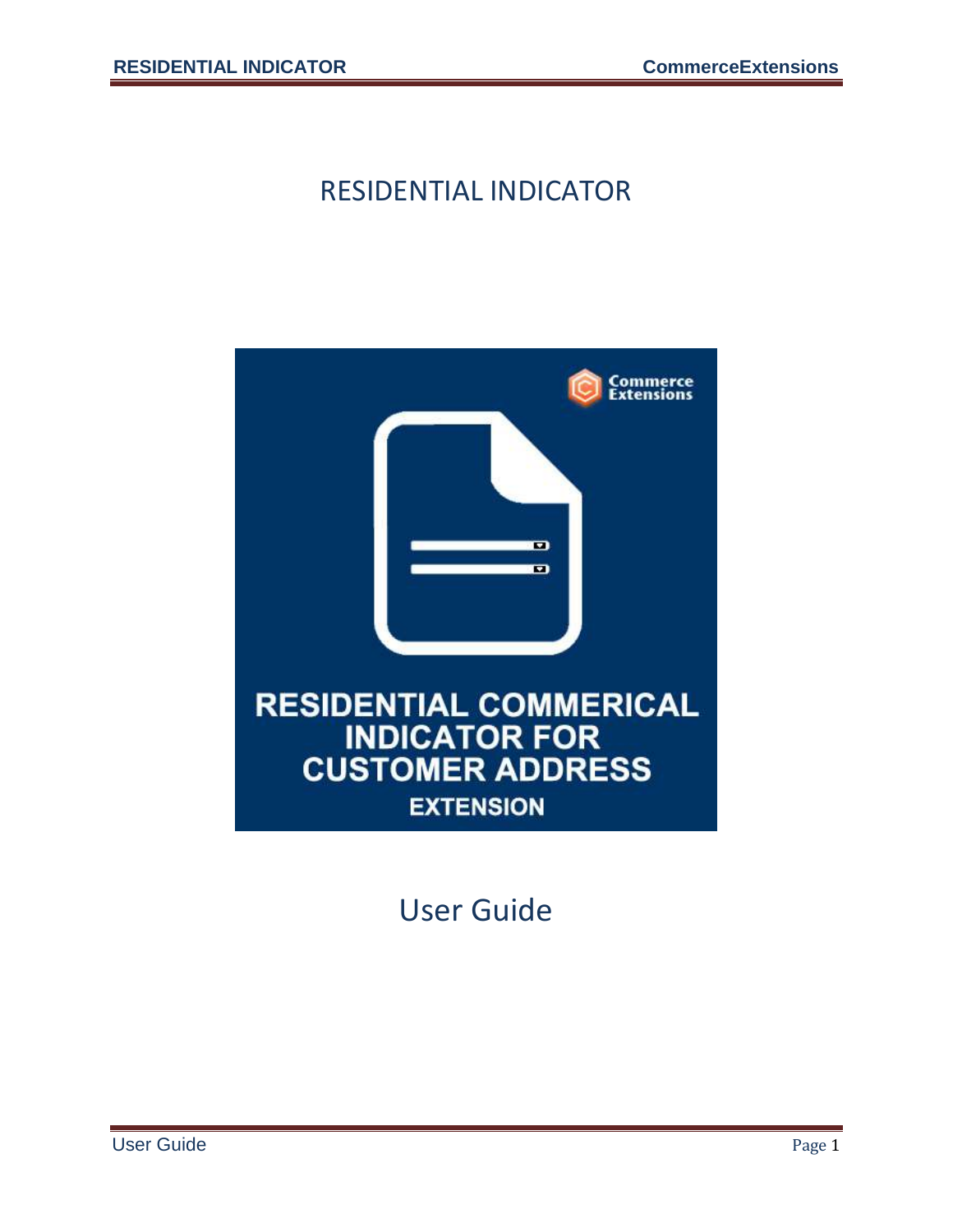# RESIDENTIAL INDICATOR

RESIDENTIAL COMMERICAL INDICATOR FOR CUSTOMER ADDRESS EXTENSION

User Guide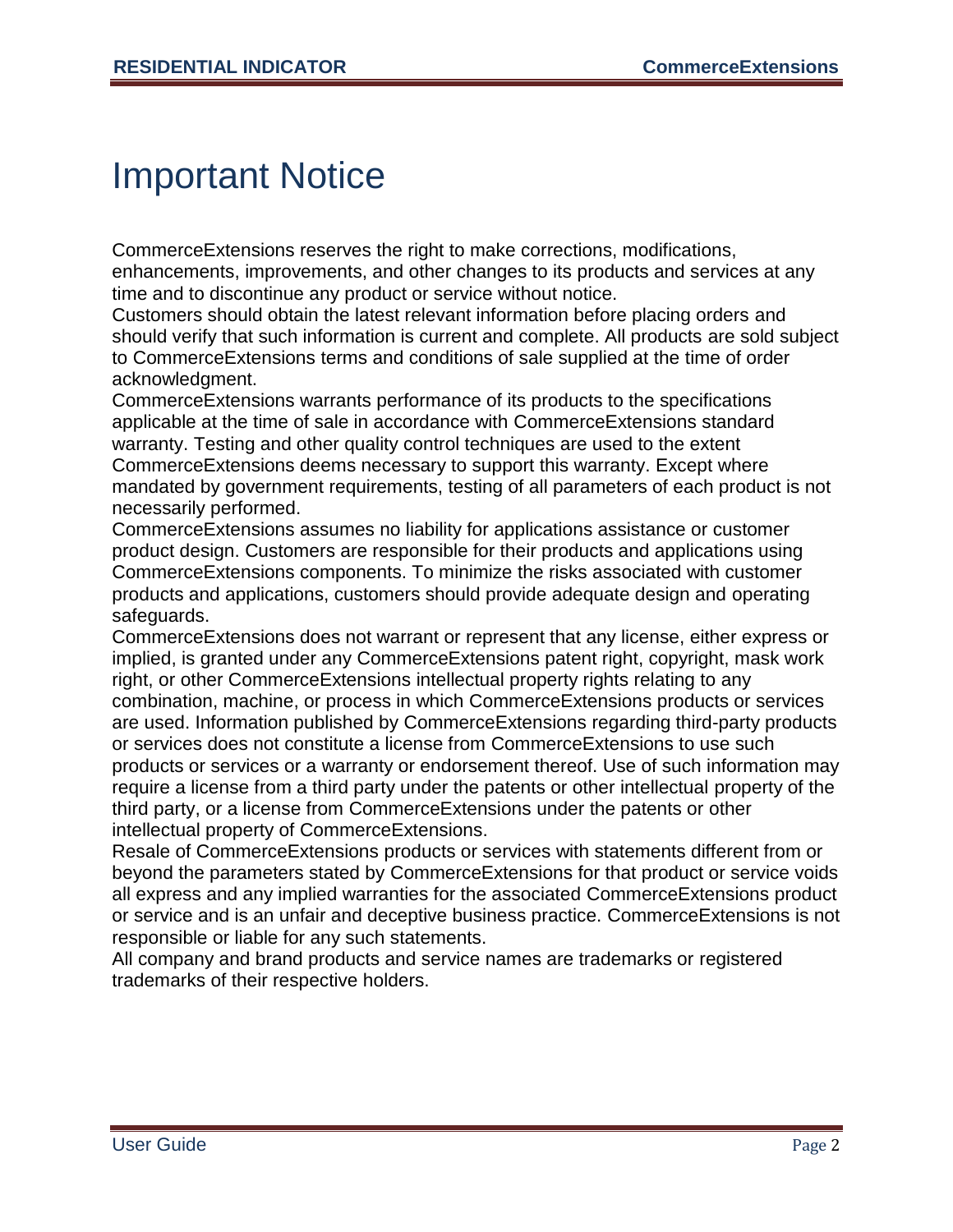# Important Notice

CommerceExtensions reserves the right to make corrections, modifications, enhancements, improvements, and other changes to its products and services at any time and to discontinue any product or service without notice.

Customers should obtain the latest relevant information before placing orders and should verify that such information is current and complete. All products are sold subject to CommerceExtensions terms and conditions of sale supplied at the time of order acknowledgment.

CommerceExtensions warrants performance of its products to the specifications applicable at the time of sale in accordance with CommerceExtensions standard warranty. Testing and other quality control techniques are used to the extent CommerceExtensions deems necessary to support this warranty. Except where mandated by government requirements, testing of all parameters of each product is not necessarily performed.

CommerceExtensions assumes no liability for applications assistance or customer product design. Customers are responsible for their products and applications using CommerceExtensions components. To minimize the risks associated with customer products and applications, customers should provide adequate design and operating safeguards.

CommerceExtensions does not warrant or represent that any license, either express or implied, is granted under any CommerceExtensions patent right, copyright, mask work right, or other CommerceExtensions intellectual property rights relating to any combination, machine, or process in which CommerceExtensions products or services are used. Information published by CommerceExtensions regarding third-party products or services does not constitute a license from CommerceExtensions to use such products or services or a warranty or endorsement thereof. Use of such information may require a license from a third party under the patents or other intellectual property of the third party, or a license from CommerceExtensions under the patents or other intellectual property of CommerceExtensions.

Resale of CommerceExtensions products or services with statements different from or beyond the parameters stated by CommerceExtensions for that product or service voids all express and any implied warranties for the associated CommerceExtensions product or service and is an unfair and deceptive business practice. CommerceExtensions is not responsible or liable for any such statements.

All company and brand products and service names are trademarks or registered trademarks of their respective holders.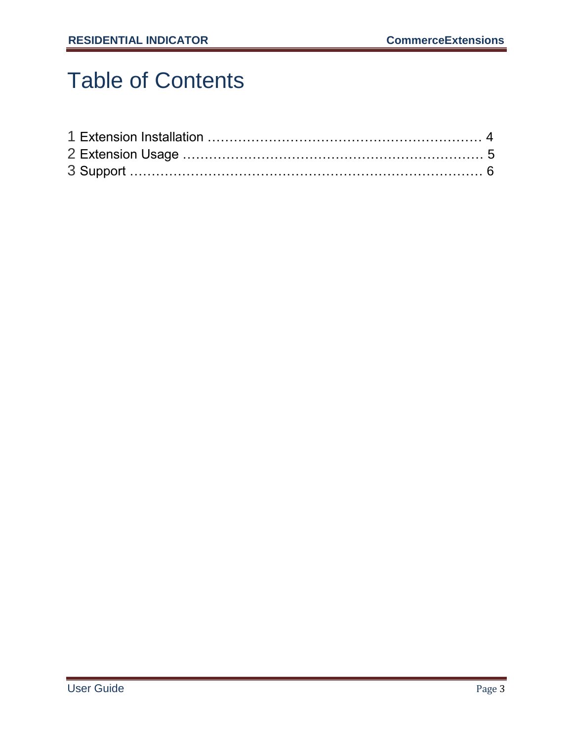# Table of Contents

1 Extension Installation …………………………………………………… 4
2 Extension Usage ………………………………………………………… 5
3 Support ……………………………………………………………………… 6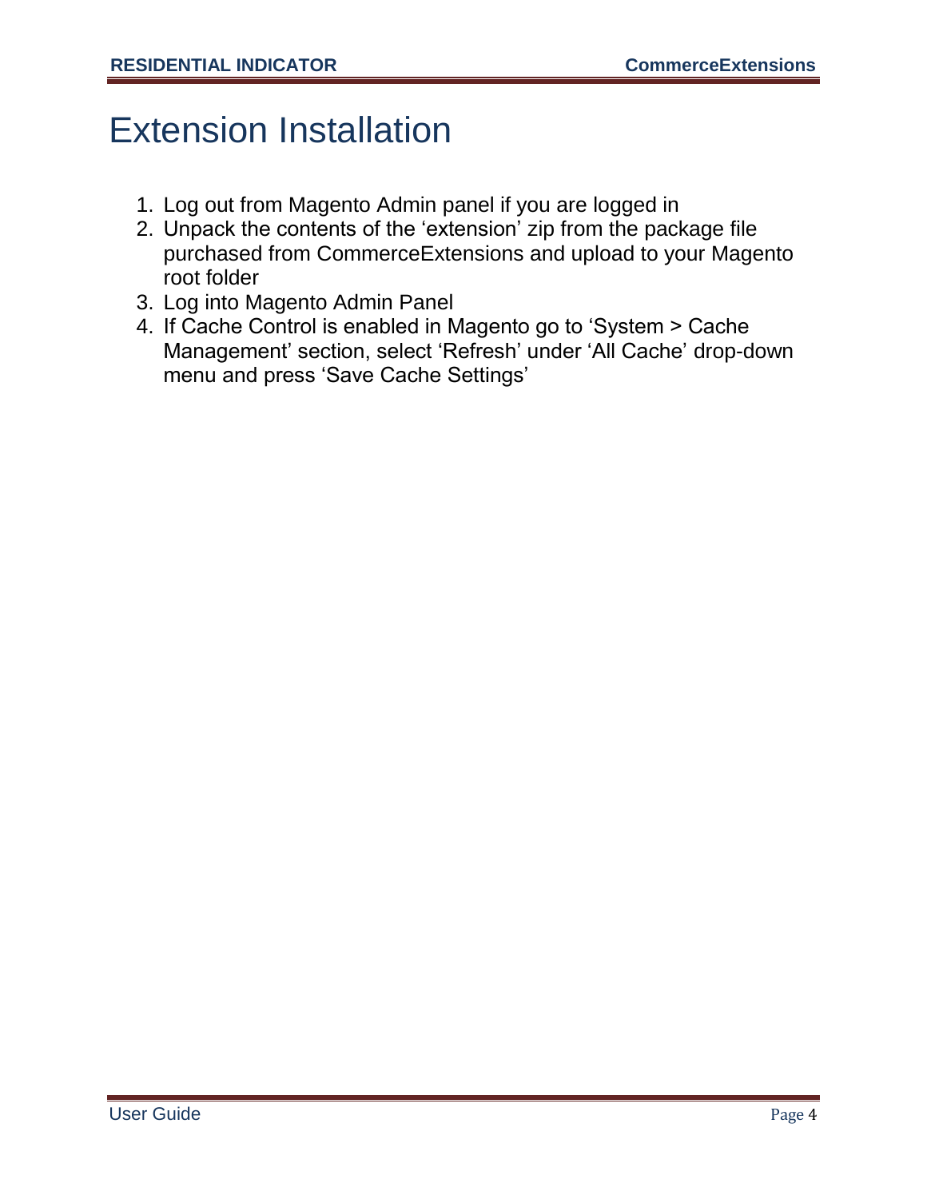# Extension Installation

1. Log out from Magento Admin panel if you are logged in
2. Unpack the contents of the 'extension' zip from the package file purchased from CommerceExtensions and upload to your Magento root folder
3. Log into Magento Admin Panel
4. If Cache Control is enabled in Magento go to 'System > Cache Management' section, select 'Refresh' under 'All Cache' drop-down menu and press 'Save Cache Settings'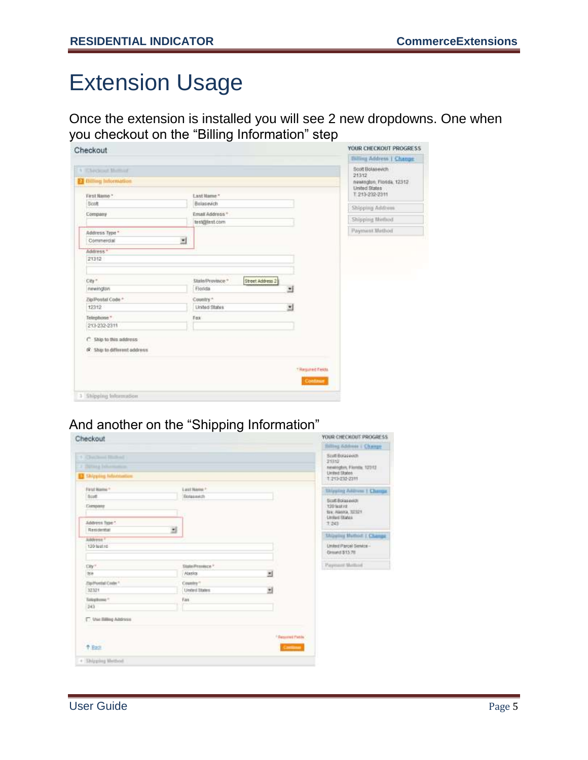# Extension Usage

Once the extension is installed you will see 2 new dropdowns. One when you checkout on the “Billing Information” step

And another on the “Shipping Information”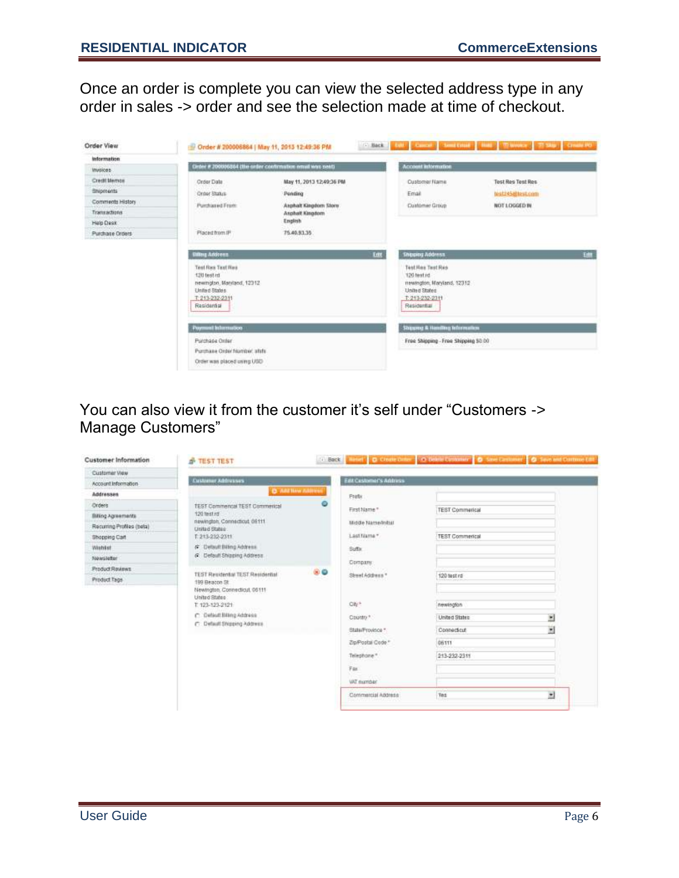Once an order is complete you can view the selected address type in any order in sales -> order and see the selection made at time of checkout.

You can also view it from the customer it's self under "Customers -> Manage Customers"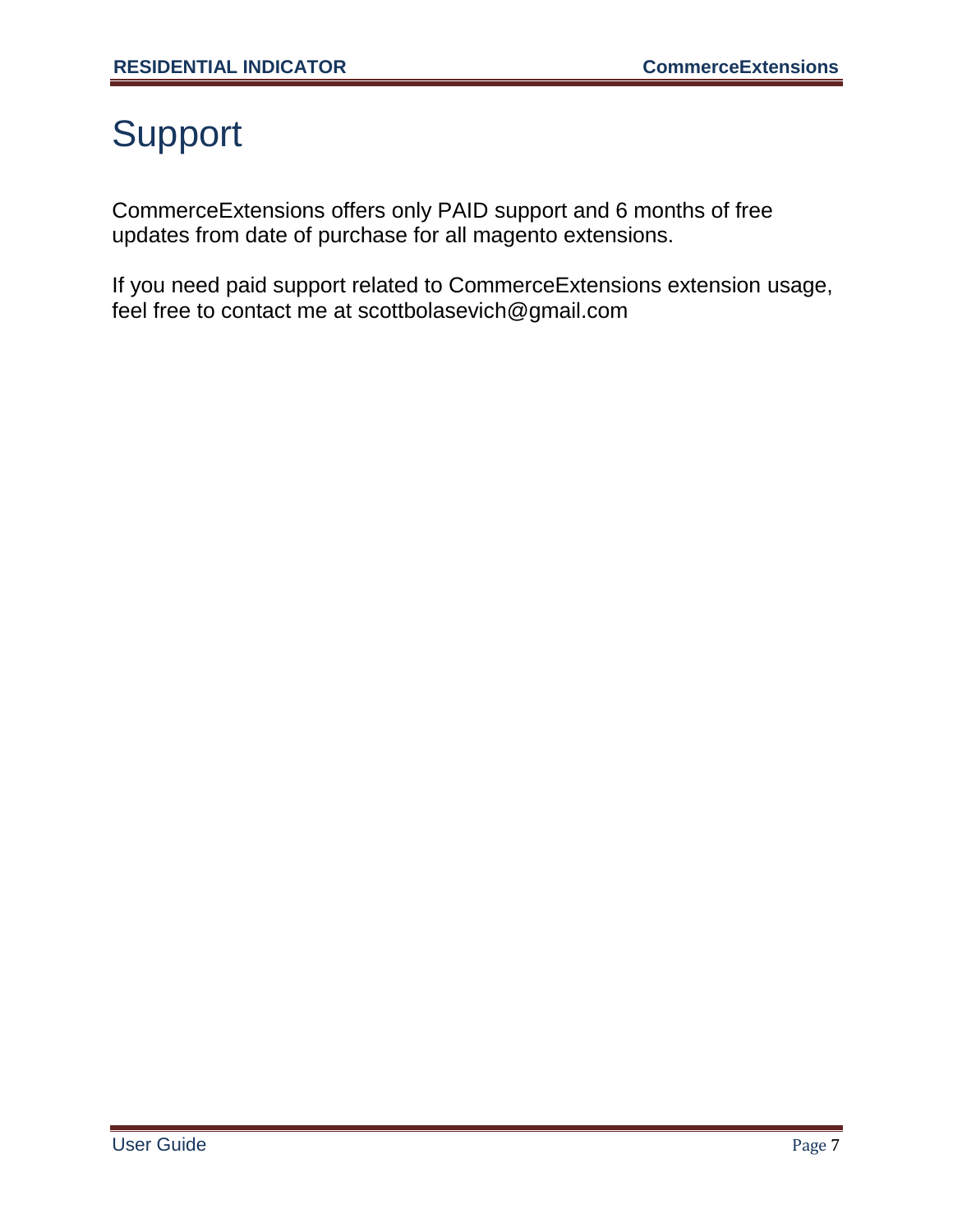# Support

CommerceExtensions offers only PAID support and 6 months of free updates from date of purchase for all magento extensions.

If you need paid support related to CommerceExtensions extension usage, feel free to contact me at scottbolasevich@gmail.com